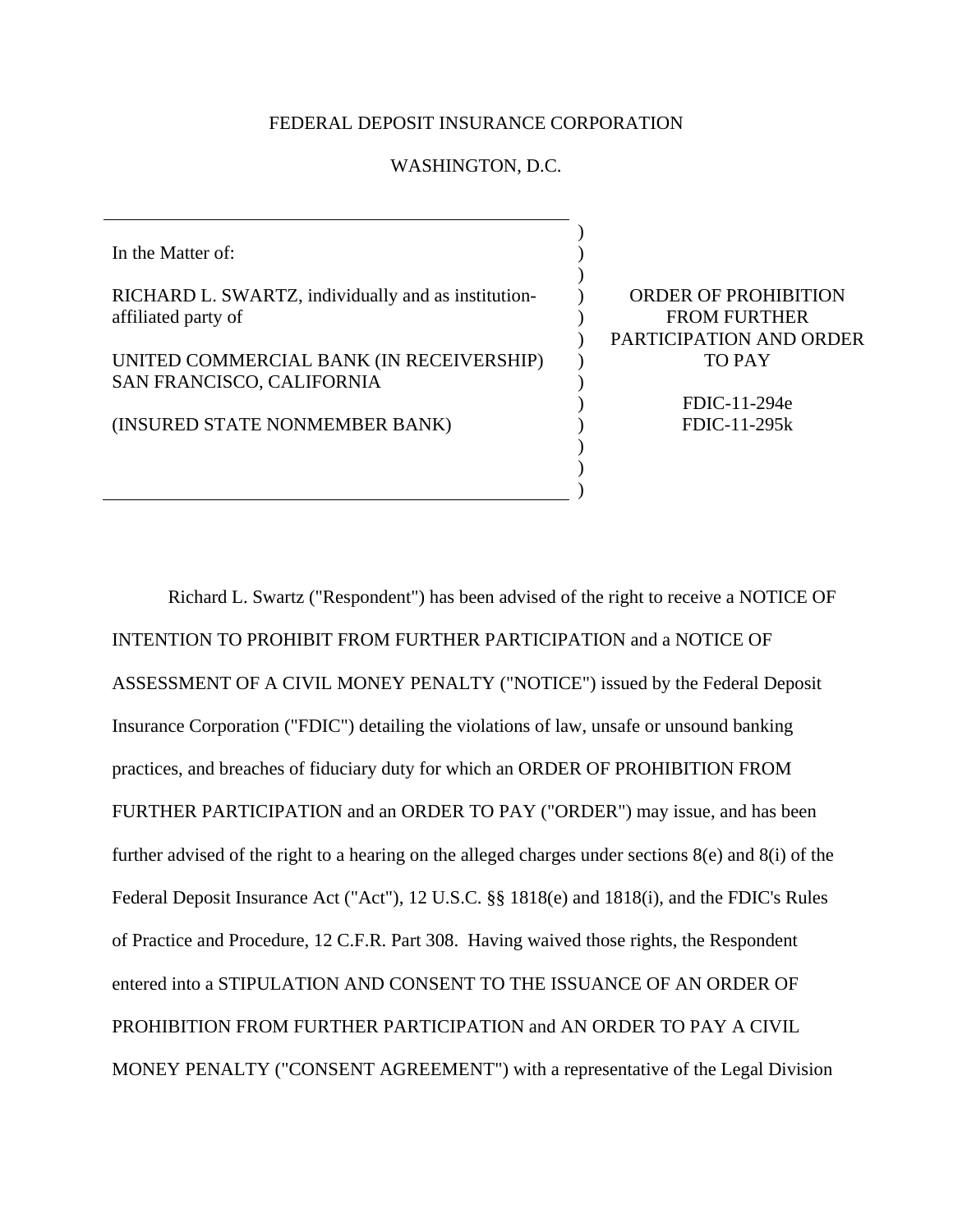FEDERAL DEPOSIT INSURANCE CORPORATION

WASHINGTON, D.C.

| | |
|---|---|
| In the Matter of:<br><br>RICHARD L. SWARTZ, individually and as institution-affiliated party of<br><br>UNITED COMMERCIAL BANK (IN RECEIVERSHIP)<br>SAN FRANCISCO, CALIFORNIA<br><br>(INSURED STATE NONMEMBER BANK) | ORDER OF PROHIBITION FROM FURTHER PARTICIPATION AND ORDER TO PAY<br><br>FDIC-11-294e<br>FDIC-11-295k |

Richard L. Swartz ("Respondent") has been advised of the right to receive a NOTICE OF INTENTION TO PROHIBIT FROM FURTHER PARTICIPATION and a NOTICE OF ASSESSMENT OF A CIVIL MONEY PENALTY ("NOTICE") issued by the Federal Deposit Insurance Corporation ("FDIC") detailing the violations of law, unsafe or unsound banking practices, and breaches of fiduciary duty for which an ORDER OF PROHIBITION FROM FURTHER PARTICIPATION and an ORDER TO PAY ("ORDER") may issue, and has been further advised of the right to a hearing on the alleged charges under sections 8(e) and 8(i) of the Federal Deposit Insurance Act ("Act"), 12 U.S.C. §§ 1818(e) and 1818(i), and the FDIC's Rules of Practice and Procedure, 12 C.F.R. Part 308. Having waived those rights, the Respondent entered into a STIPULATION AND CONSENT TO THE ISSUANCE OF AN ORDER OF PROHIBITION FROM FURTHER PARTICIPATION and AN ORDER TO PAY A CIVIL MONEY PENALTY ("CONSENT AGREEMENT") with a representative of the Legal Division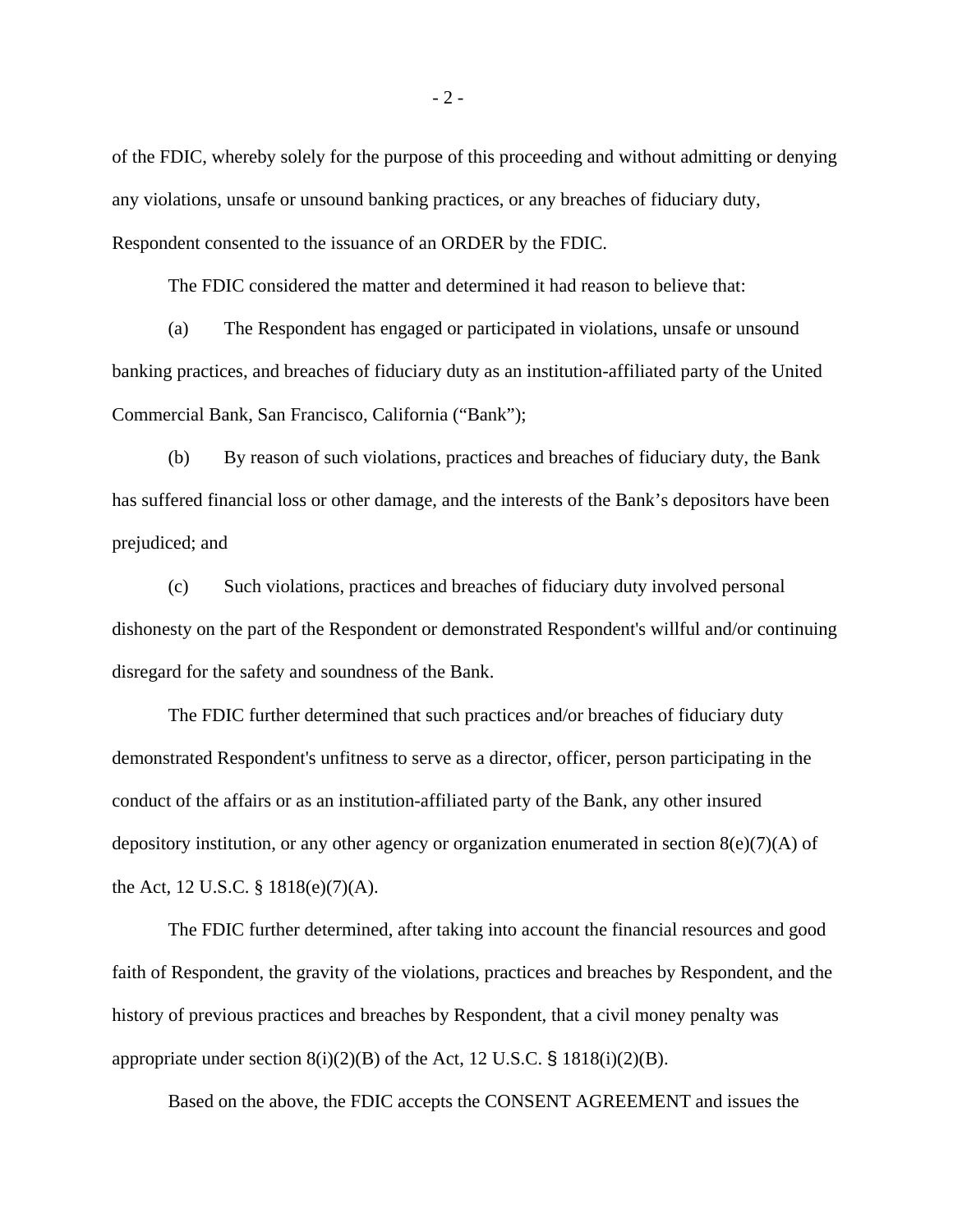of the FDIC, whereby solely for the purpose of this proceeding and without admitting or denying any violations, unsafe or unsound banking practices, or any breaches of fiduciary duty, Respondent consented to the issuance of an ORDER by the FDIC.

The FDIC considered the matter and determined it had reason to believe that:

(a) The Respondent has engaged or participated in violations, unsafe or unsound banking practices, and breaches of fiduciary duty as an institution-affiliated party of the United Commercial Bank, San Francisco, California ("Bank");

(b) By reason of such violations, practices and breaches of fiduciary duty, the Bank has suffered financial loss or other damage, and the interests of the Bank's depositors have been prejudiced; and

(c) Such violations, practices and breaches of fiduciary duty involved personal dishonesty on the part of the Respondent or demonstrated Respondent's willful and/or continuing disregard for the safety and soundness of the Bank.

The FDIC further determined that such practices and/or breaches of fiduciary duty demonstrated Respondent's unfitness to serve as a director, officer, person participating in the conduct of the affairs or as an institution-affiliated party of the Bank, any other insured depository institution, or any other agency or organization enumerated in section 8(e)(7)(A) of the Act, 12 U.S.C. § 1818(e)(7)(A).

The FDIC further determined, after taking into account the financial resources and good faith of Respondent, the gravity of the violations, practices and breaches by Respondent, and the history of previous practices and breaches by Respondent, that a civil money penalty was appropriate under section 8(i)(2)(B) of the Act, 12 U.S.C. § 1818(i)(2)(B).

Based on the above, the FDIC accepts the CONSENT AGREEMENT and issues the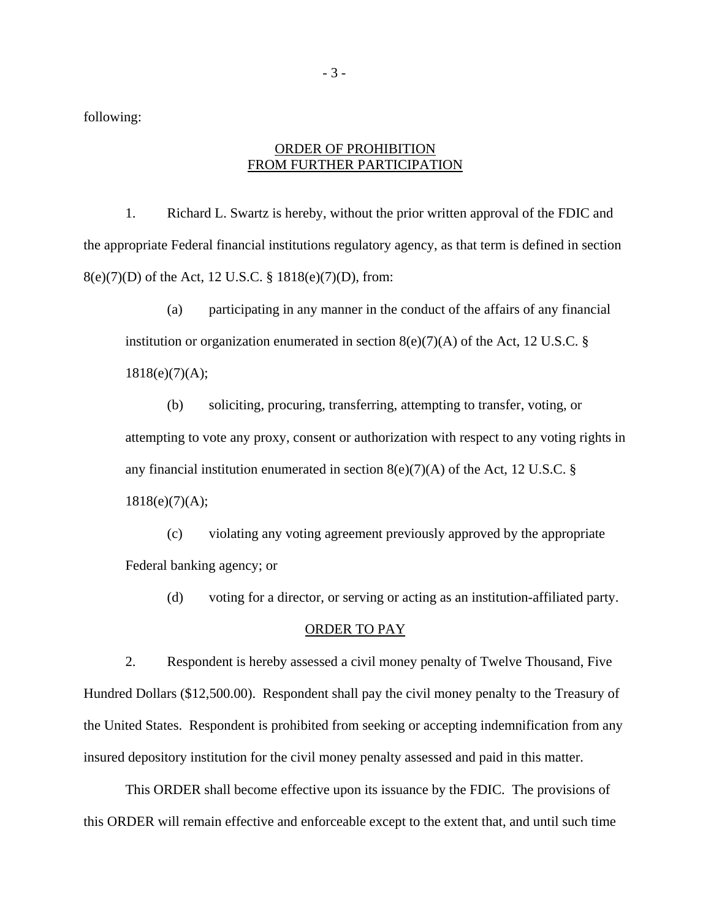following:

ORDER OF PROHIBITION
FROM FURTHER PARTICIPATION

1. Richard L. Swartz is hereby, without the prior written approval of the FDIC and the appropriate Federal financial institutions regulatory agency, as that term is defined in section 8(e)(7)(D) of the Act, 12 U.S.C. § 1818(e)(7)(D), from:

(a) participating in any manner in the conduct of the affairs of any financial institution or organization enumerated in section 8(e)(7)(A) of the Act, 12 U.S.C. § 1818(e)(7)(A);

(b) soliciting, procuring, transferring, attempting to transfer, voting, or attempting to vote any proxy, consent or authorization with respect to any voting rights in any financial institution enumerated in section 8(e)(7)(A) of the Act, 12 U.S.C. § 1818(e)(7)(A);

(c) violating any voting agreement previously approved by the appropriate Federal banking agency; or

(d) voting for a director, or serving or acting as an institution-affiliated party.

ORDER TO PAY

2. Respondent is hereby assessed a civil money penalty of Twelve Thousand, Five Hundred Dollars ($12,500.00). Respondent shall pay the civil money penalty to the Treasury of the United States. Respondent is prohibited from seeking or accepting indemnification from any insured depository institution for the civil money penalty assessed and paid in this matter.

This ORDER shall become effective upon its issuance by the FDIC. The provisions of this ORDER will remain effective and enforceable except to the extent that, and until such time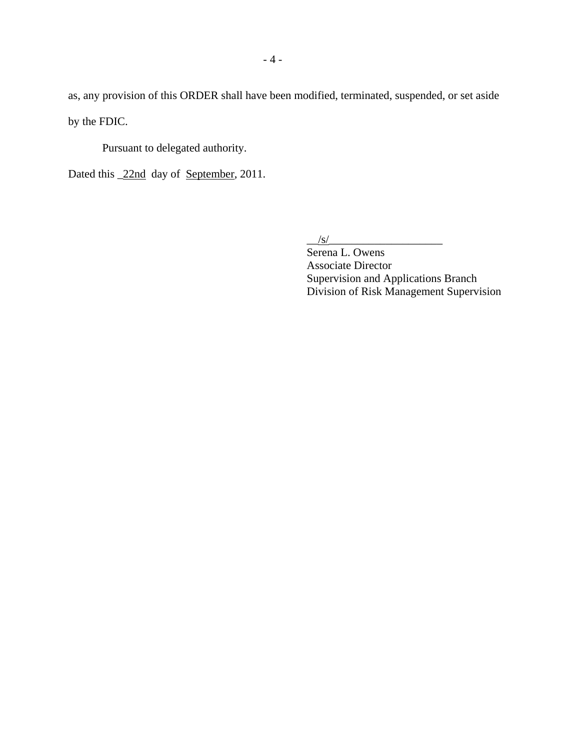as, any provision of this ORDER shall have been modified, terminated, suspended, or set aside by the FDIC.

Pursuant to delegated authority.

Dated this 22nd day of September, 2011.

/s/  
Serena L. Owens  
Associate Director  
Supervision and Applications Branch  
Division of Risk Management Supervision